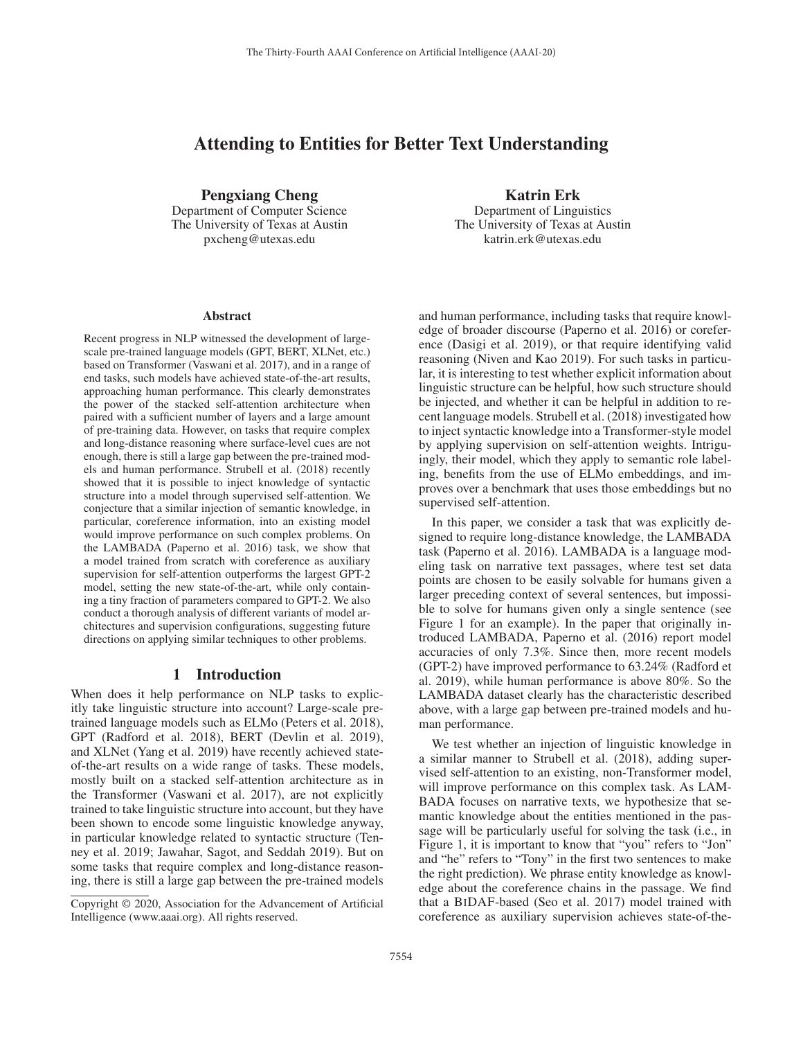# Attending to Entities for Better Text Understanding

**Pengxiang Cheng**
Department of Computer Science
The University of Texas at Austin
pxcheng@utexas.edu

**Katrin Erk**
Department of Linguistics
The University of Texas at Austin
katrin.erk@utexas.edu

## Abstract

Recent progress in NLP witnessed the development of large-scale pre-trained language models (GPT, BERT, XLNet, etc.) based on Transformer (Vaswani et al. 2017), and in a range of end tasks, such models have achieved state-of-the-art results, approaching human performance. This clearly demonstrates the power of the stacked self-attention architecture when paired with a sufficient number of layers and a large amount of pre-training data. However, on tasks that require complex and long-distance reasoning where surface-level cues are not enough, there is still a large gap between the pre-trained models and human performance. Strubell et al. (2018) recently showed that it is possible to inject knowledge of syntactic structure into a model through supervised self-attention. We conjecture that a similar injection of semantic knowledge, in particular, coreference information, into an existing model would improve performance on such complex problems. On the LAMBADA (Paperno et al. 2016) task, we show that a model trained from scratch with coreference as auxiliary supervision for self-attention outperforms the largest GPT-2 model, setting the new state-of-the-art, while only containing a tiny fraction of parameters compared to GPT-2. We also conduct a thorough analysis of different variants of model architectures and supervision configurations, suggesting future directions on applying similar techniques to other problems.

## 1 Introduction

When does it help performance on NLP tasks to explicitly take linguistic structure into account? Large-scale pre-trained language models such as ELMo (Peters et al. 2018), GPT (Radford et al. 2018), BERT (Devlin et al. 2019), and XLNet (Yang et al. 2019) have recently achieved state-of-the-art results on a wide range of tasks. These models, mostly built on a stacked self-attention architecture as in the Transformer (Vaswani et al. 2017), are not explicitly trained to take linguistic structure into account, but they have been shown to encode some linguistic knowledge anyway, in particular knowledge related to syntactic structure (Tenney et al. 2019; Jawahar, Sagot, and Seddah 2019). But on some tasks that require complex and long-distance reasoning, there is still a large gap between the pre-trained models and human performance, including tasks that require knowledge of broader discourse (Paperno et al. 2016) or coreference (Dasigi et al. 2019), or that require identifying valid reasoning (Niven and Kao 2019). For such tasks in particular, it is interesting to test whether explicit information about linguistic structure can be helpful, how such structure should be injected, and whether it can be helpful in addition to recent language models. Strubell et al. (2018) investigated how to inject syntactic knowledge into a Transformer-style model by applying supervision on self-attention weights. Intriguingly, their model, which they apply to semantic role labeling, benefits from the use of ELMo embeddings, and improves over a benchmark that uses those embeddings but no supervised self-attention.

In this paper, we consider a task that was explicitly designed to require long-distance knowledge, the LAMBADA task (Paperno et al. 2016). LAMBADA is a language modeling task on narrative text passages, where test set data points are chosen to be easily solvable for humans given a larger preceding context of several sentences, but impossible to solve for humans given only a single sentence (see Figure 1 for an example). In the paper that originally introduced LAMBADA, Paperno et al. (2016) report model accuracies of only 7.3%. Since then, more recent models (GPT-2) have improved performance to 63.24% (Radford et al. 2019), while human performance is above 80%. So the LAMBADA dataset clearly has the characteristic described above, with a large gap between pre-trained models and human performance.

We test whether an injection of linguistic knowledge in a similar manner to Strubell et al. (2018), adding supervised self-attention to an existing, non-Transformer model, will improve performance on this complex task. As LAMBADA focuses on narrative texts, we hypothesize that semantic knowledge about the entities mentioned in the passage will be particularly useful for solving the task (i.e., in Figure 1, it is important to know that "you" refers to "Jon" and "he" refers to "Tony" in the first two sentences to make the right prediction). We phrase entity knowledge as knowledge about the coreference chains in the passage. We find that a BiDAF-based (Seo et al. 2017) model trained with coreference as auxiliary supervision achieves state-of-the-

Copyright © 2020, Association for the Advancement of Artificial Intelligence (www.aaai.org). All rights reserved.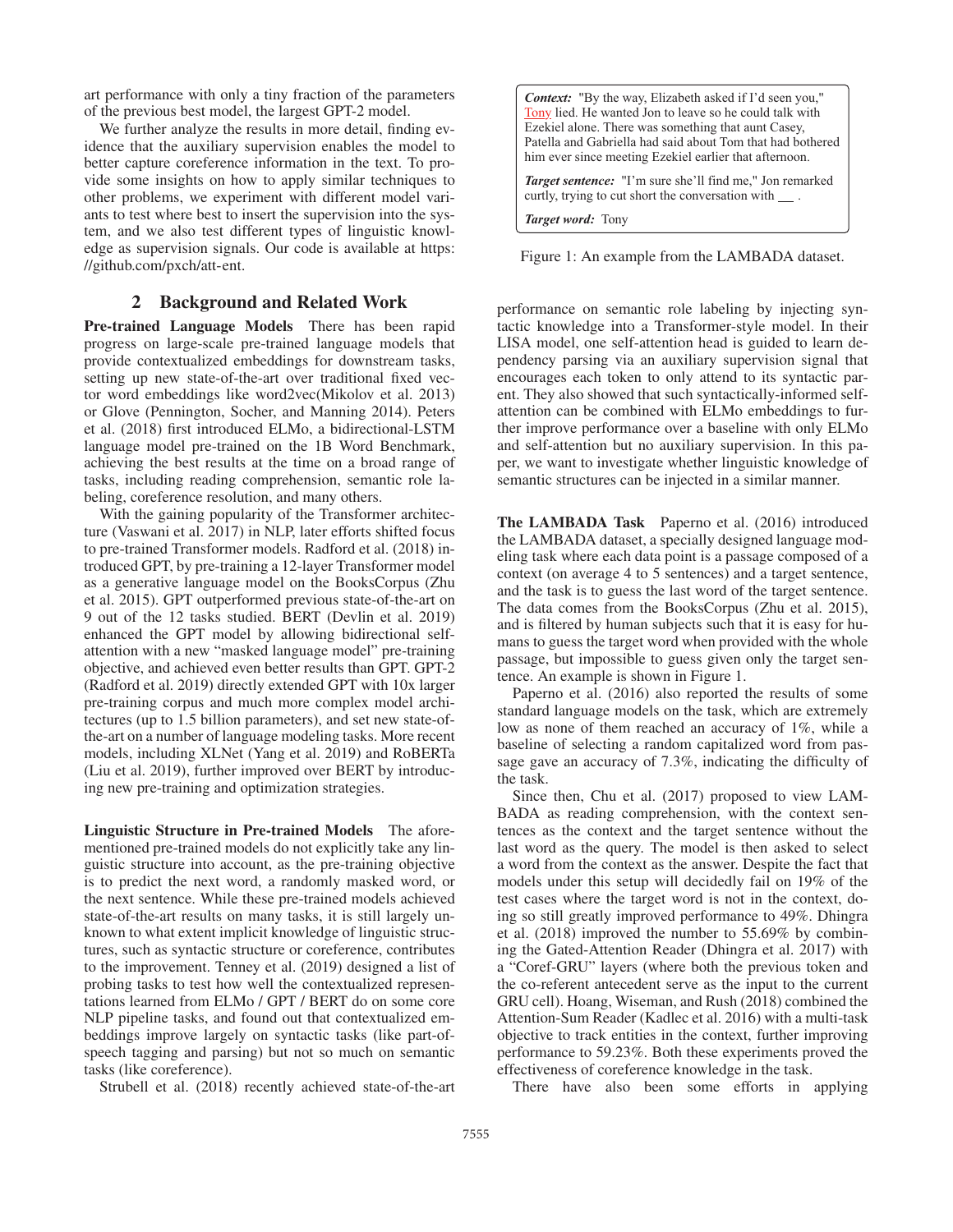art performance with only a tiny fraction of the parameters of the previous best model, the largest GPT-2 model.

We further analyze the results in more detail, finding evidence that the auxiliary supervision enables the model to better capture coreference information in the text. To provide some insights on how to apply similar techniques to other problems, we experiment with different model variants to test where best to insert the supervision into the system, and we also test different types of linguistic knowledge as supervision signals. Our code is available at https://github.com/pxch/att-ent.

## 2 Background and Related Work

**Pre-trained Language Models** There has been rapid progress on large-scale pre-trained language models that provide contextualized embeddings for downstream tasks, setting up new state-of-the-art over traditional fixed vector word embeddings like word2vec(Mikolov et al. 2013) or Glove (Pennington, Socher, and Manning 2014). Peters et al. (2018) first introduced ELMo, a bidirectional-LSTM language model pre-trained on the 1B Word Benchmark, achieving the best results at the time on a broad range of tasks, including reading comprehension, semantic role labeling, coreference resolution, and many others.

With the gaining popularity of the Transformer architecture (Vaswani et al. 2017) in NLP, later efforts shifted focus to pre-trained Transformer models. Radford et al. (2018) introduced GPT, by pre-training a 12-layer Transformer model as a generative language model on the BooksCorpus (Zhu et al. 2015). GPT outperformed previous state-of-the-art on 9 out of the 12 tasks studied. BERT (Devlin et al. 2019) enhanced the GPT model by allowing bidirectional self-attention with a new "masked language model" pre-training objective, and achieved even better results than GPT. GPT-2 (Radford et al. 2019) directly extended GPT with 10x larger pre-training corpus and much more complex model architectures (up to 1.5 billion parameters), and set new state-of-the-art on a number of language modeling tasks. More recent models, including XLNet (Yang et al. 2019) and RoBERTa (Liu et al. 2019), further improved over BERT by introducing new pre-training and optimization strategies.

**Linguistic Structure in Pre-trained Models** The aforementioned pre-trained models do not explicitly take any linguistic structure into account, as the pre-training objective is to predict the next word, a randomly masked word, or the next sentence. While these pre-trained models achieved state-of-the-art results on many tasks, it is still largely unknown to what extent implicit knowledge of linguistic structures, such as syntactic structure or coreference, contributes to the improvement. Tenney et al. (2019) designed a list of probing tasks to test how well the contextualized representations learned from ELMo / GPT / BERT do on some core NLP pipeline tasks, and found out that contextualized embeddings improve largely on syntactic tasks (like part-of-speech tagging and parsing) but not so much on semantic tasks (like coreference).

Strubell et al. (2018) recently achieved state-of-the-art performance on semantic role labeling by injecting syntactic knowledge into a Transformer-style model. In their LISA model, one self-attention head is guided to learn dependency parsing via an auxiliary supervision signal that encourages each token to only attend to its syntactic parent. They also showed that such syntactically-informed self-attention can be combined with ELMo embeddings to further improve performance over a baseline with only ELMo and self-attention but no auxiliary supervision. In this paper, we want to investigate whether linguistic knowledge of semantic structures can be injected in a similar manner.

> ***Context:*** "By the way, Elizabeth asked if I'd seen you," Tony lied. He wanted Jon to leave so he could talk with Ezekiel alone. There was something that aunt Casey, Patella and Gabriella had said about Tom that had bothered him ever since meeting Ezekiel earlier that afternoon.
>
> ***Target sentence:*** "I'm sure she'll find me," Jon remarked curtly, trying to cut short the conversation with __ .
>
> ***Target word:*** Tony

Figure 1: An example from the LAMBADA dataset.

**The LAMBADA Task** Paperno et al. (2016) introduced the LAMBADA dataset, a specially designed language modeling task where each data point is a passage composed of a context (on average 4 to 5 sentences) and a target sentence, and the task is to guess the last word of the target sentence. The data comes from the BooksCorpus (Zhu et al. 2015), and is filtered by human subjects such that it is easy for humans to guess the target word when provided with the whole passage, but impossible to guess given only the target sentence. An example is shown in Figure 1.

Paperno et al. (2016) also reported the results of some standard language models on the task, which are extremely low as none of them reached an accuracy of 1%, while a baseline of selecting a random capitalized word from passage gave an accuracy of 7.3%, indicating the difficulty of the task.

Since then, Chu et al. (2017) proposed to view LAMBADA as reading comprehension, with the context sentences as the context and the target sentence without the last word as the query. The model is then asked to select a word from the context as the answer. Despite the fact that models under this setup will decidedly fail on 19% of the test cases where the target word is not in the context, doing so still greatly improved performance to 49%. Dhingra et al. (2018) improved the number to 55.69% by combining the Gated-Attention Reader (Dhingra et al. 2017) with a "Coref-GRU" layers (where both the previous token and the co-referent antecedent serve as the input to the current GRU cell). Hoang, Wiseman, and Rush (2018) combined the Attention-Sum Reader (Kadlec et al. 2016) with a multi-task objective to track entities in the context, further improving performance to 59.23%. Both these experiments proved the effectiveness of coreference knowledge in the task.

There have also been some efforts in applying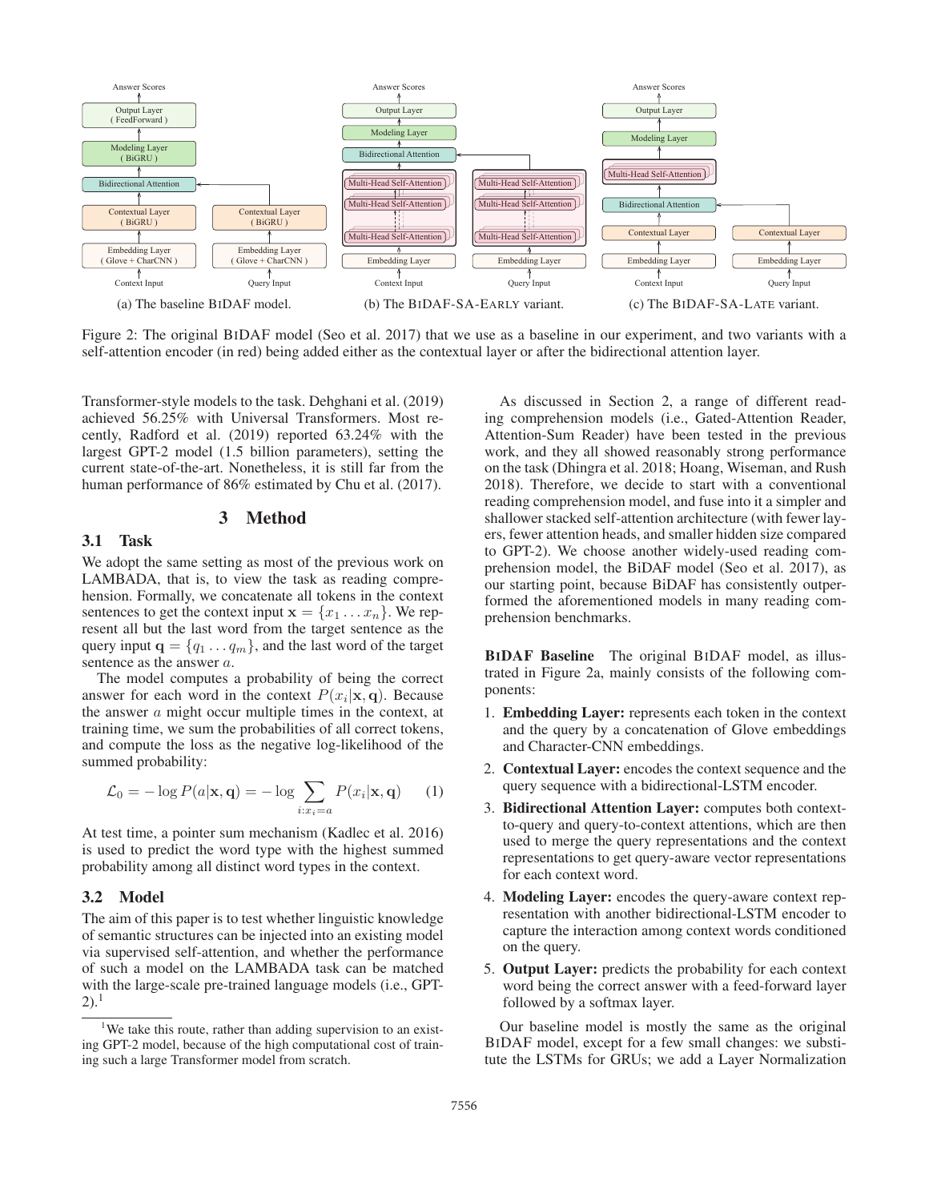(a) The baseline BiDAF model. (b) The BiDAF-SA-Early variant. (c) The BiDAF-SA-Late variant.

Figure 2: The original BiDAF model (Seo et al. 2017) that we use as a baseline in our experiment, and two variants with a self-attention encoder (in red) being added either as the contextual layer or after the bidirectional attention layer.

Transformer-style models to the task. Dehghani et al. (2019) achieved 56.25% with Universal Transformers. Most recently, Radford et al. (2019) reported 63.24% with the largest GPT-2 model (1.5 billion parameters), setting the current state-of-the-art. Nonetheless, it is still far from the human performance of 86% estimated by Chu et al. (2017).

# 3 Method

## 3.1 Task

We adopt the same setting as most of the previous work on LAMBADA, that is, to view the task as reading comprehension. Formally, we concatenate all tokens in the context sentences to get the context input $\mathbf{x} = \{x_1 \dots x_n\}$. We represent all but the last word from the target sentence as the query input $\mathbf{q} = \{q_1 \dots q_m\}$, and the last word of the target sentence as the answer $a$.

The model computes a probability of being the correct answer for each word in the context $P(x_i|\mathbf{x}, \mathbf{q})$. Because the answer $a$ might occur multiple times in the context, at training time, we sum the probabilities of all correct tokens, and compute the loss as the negative log-likelihood of the summed probability:

$$\mathcal{L}_0 = -\log P(a|\mathbf{x}, \mathbf{q}) = -\log \sum_{i:x_i=a} P(x_i|\mathbf{x}, \mathbf{q}) \qquad (1)$$

At test time, a pointer sum mechanism (Kadlec et al. 2016) is used to predict the word type with the highest summed probability among all distinct word types in the context.

## 3.2 Model

The aim of this paper is to test whether linguistic knowledge of semantic structures can be injected into an existing model via supervised self-attention, and whether the performance of such a model on the LAMBADA task can be matched with the large-scale pre-trained language models (i.e., GPT-2).[1]

[1] We take this route, rather than adding supervision to an existing GPT-2 model, because of the high computational cost of training such a large Transformer model from scratch.

As discussed in Section 2, a range of different reading comprehension models (i.e., Gated-Attention Reader, Attention-Sum Reader) have been tested in the previous work, and they all showed reasonably strong performance on the task (Dhingra et al. 2018; Hoang, Wiseman, and Rush 2018). Therefore, we decide to start with a conventional reading comprehension model, and fuse into it a simpler and shallower stacked self-attention architecture (with fewer layers, fewer attention heads, and smaller hidden size compared to GPT-2). We choose another widely-used reading comprehension model, the BiDAF model (Seo et al. 2017), as our starting point, because BiDAF has consistently outperformed the aforementioned models in many reading comprehension benchmarks.

**BiDAF Baseline** The original BiDAF model, as illustrated in Figure 2a, mainly consists of the following components:

1. **Embedding Layer:** represents each token in the context and the query by a concatenation of Glove embeddings and Character-CNN embeddings.
2. **Contextual Layer:** encodes the context sequence and the query sequence with a bidirectional-LSTM encoder.
3. **Bidirectional Attention Layer:** computes both context-to-query and query-to-context attentions, which are then used to merge the query representations and the context representations to get query-aware vector representations for each context word.
4. **Modeling Layer:** encodes the query-aware context representation with another bidirectional-LSTM encoder to capture the interaction among context words conditioned on the query.
5. **Output Layer:** predicts the probability for each context word being the correct answer with a feed-forward layer followed by a softmax layer.

Our baseline model is mostly the same as the original BiDAF model, except for a few small changes: we substitute the LSTMs for GRUs; we add a Layer Normalization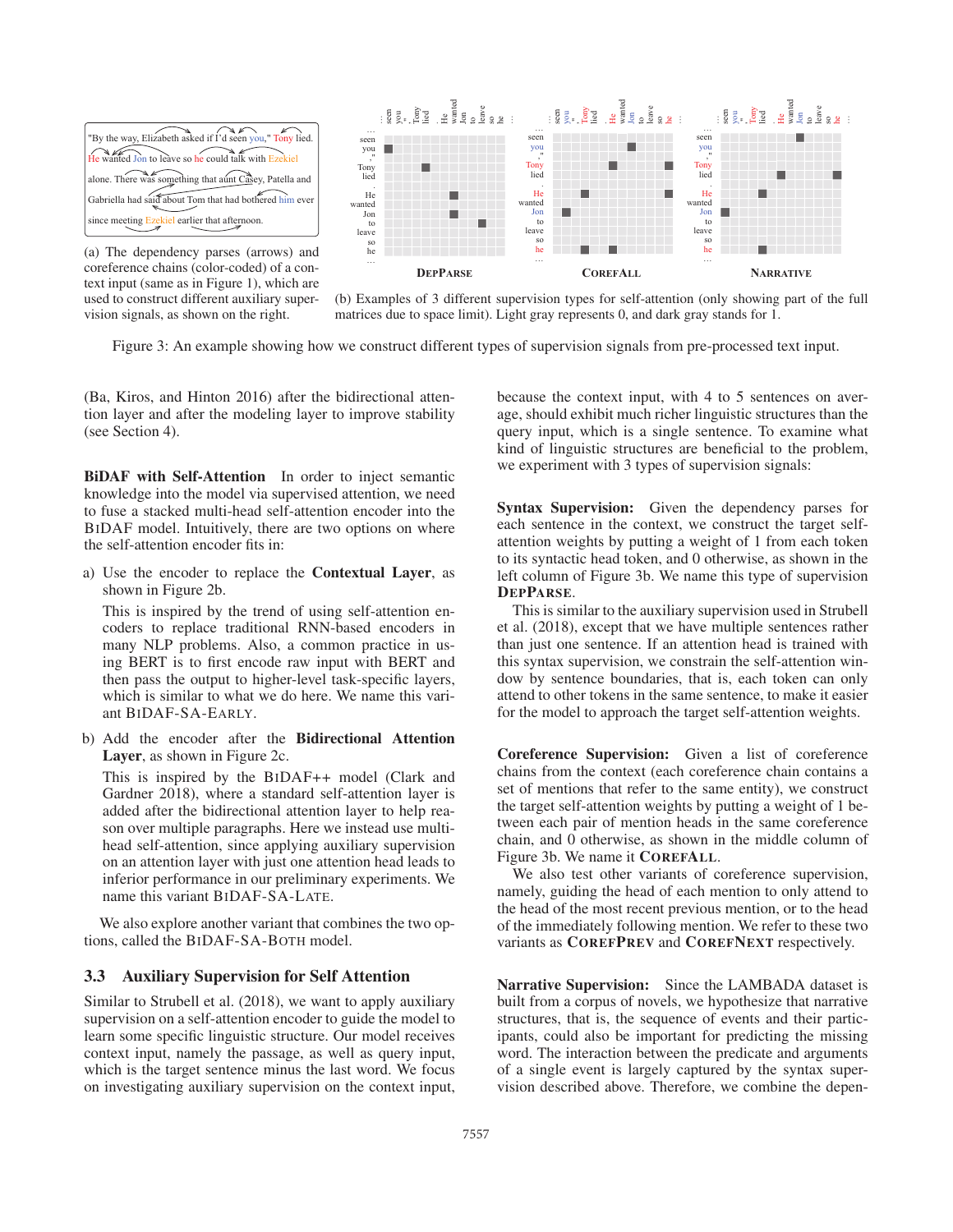"By the way, Elizabeth asked if I'd seen you," Tony lied. He wanted Jon to leave so he could talk with Ezekiel alone. There was something that aunt Casey, Patella and Gabriella had said about Tom that had bothered him ever since meeting Ezekiel earlier that afternoon.

(a) The dependency parses (arrows) and coreference chains (color-coded) of a context input (same as in Figure 1), which are used to construct different auxiliary supervision signals, as shown on the right.

(b) Examples of 3 different supervision types for self-attention (only showing part of the full matrices due to space limit). Light gray represents 0, and dark gray stands for 1.

Figure 3: An example showing how we construct different types of supervision signals from pre-processed text input.

(Ba, Kiros, and Hinton 2016) after the bidirectional attention layer and after the modeling layer to improve stability (see Section 4).

**BiDAF with Self-Attention** In order to inject semantic knowledge into the model via supervised attention, we need to fuse a stacked multi-head self-attention encoder into the BIDAF model. Intuitively, there are two options on where the self-attention encoder fits in:

a) Use the encoder to replace the **Contextual Layer**, as shown in Figure 2b.

   This is inspired by the trend of using self-attention encoders to replace traditional RNN-based encoders in many NLP problems. Also, a common practice in using BERT is to first encode raw input with BERT and then pass the output to higher-level task-specific layers, which is similar to what we do here. We name this variant BIDAF-SA-EARLY.

b) Add the encoder after the **Bidirectional Attention Layer**, as shown in Figure 2c.

   This is inspired by the BIDAF++ model (Clark and Gardner 2018), where a standard self-attention layer is added after the bidirectional attention layer to help reason over multiple paragraphs. Here we instead use multi-head self-attention, since applying auxiliary supervision on an attention layer with just one attention head leads to inferior performance in our preliminary experiments. We name this variant BIDAF-SA-LATE.

We also explore another variant that combines the two options, called the BIDAF-SA-BOTH model.

### 3.3 Auxiliary Supervision for Self Attention

Similar to Strubell et al. (2018), we want to apply auxiliary supervision on a self-attention encoder to guide the model to learn some specific linguistic structure. Our model receives context input, namely the passage, as well as query input, which is the target sentence minus the last word. We focus on investigating auxiliary supervision on the context input, because the context input, with 4 to 5 sentences on average, should exhibit much richer linguistic structures than the query input, which is a single sentence. To examine what kind of linguistic structures are beneficial to the problem, we experiment with 3 types of supervision signals:

**Syntax Supervision:** Given the dependency parses for each sentence in the context, we construct the target self-attention weights by putting a weight of 1 from each token to its syntactic head token, and 0 otherwise, as shown in the left column of Figure 3b. We name this type of supervision **DEPPARSE**.

This is similar to the auxiliary supervision used in Strubell et al. (2018), except that we have multiple sentences rather than just one sentence. If an attention head is trained with this syntax supervision, we constrain the self-attention window by sentence boundaries, that is, each token can only attend to other tokens in the same sentence, to make it easier for the model to approach the target self-attention weights.

**Coreference Supervision:** Given a list of coreference chains from the context (each coreference chain contains a set of mentions that refer to the same entity), we construct the target self-attention weights by putting a weight of 1 between each pair of mention heads in the same coreference chain, and 0 otherwise, as shown in the middle column of Figure 3b. We name it **COREFALL**.

We also test other variants of coreference supervision, namely, guiding the head of each mention to only attend to the head of the most recent previous mention, or to the head of the immediately following mention. We refer to these two variants as **COREFPREV** and **COREFNEXT** respectively.

**Narrative Supervision:** Since the LAMBADA dataset is built from a corpus of novels, we hypothesize that narrative structures, that is, the sequence of events and their participants, could also be important for predicting the missing word. The interaction between the predicate and arguments of a single event is largely captured by the syntax supervision described above. Therefore, we combine the depen-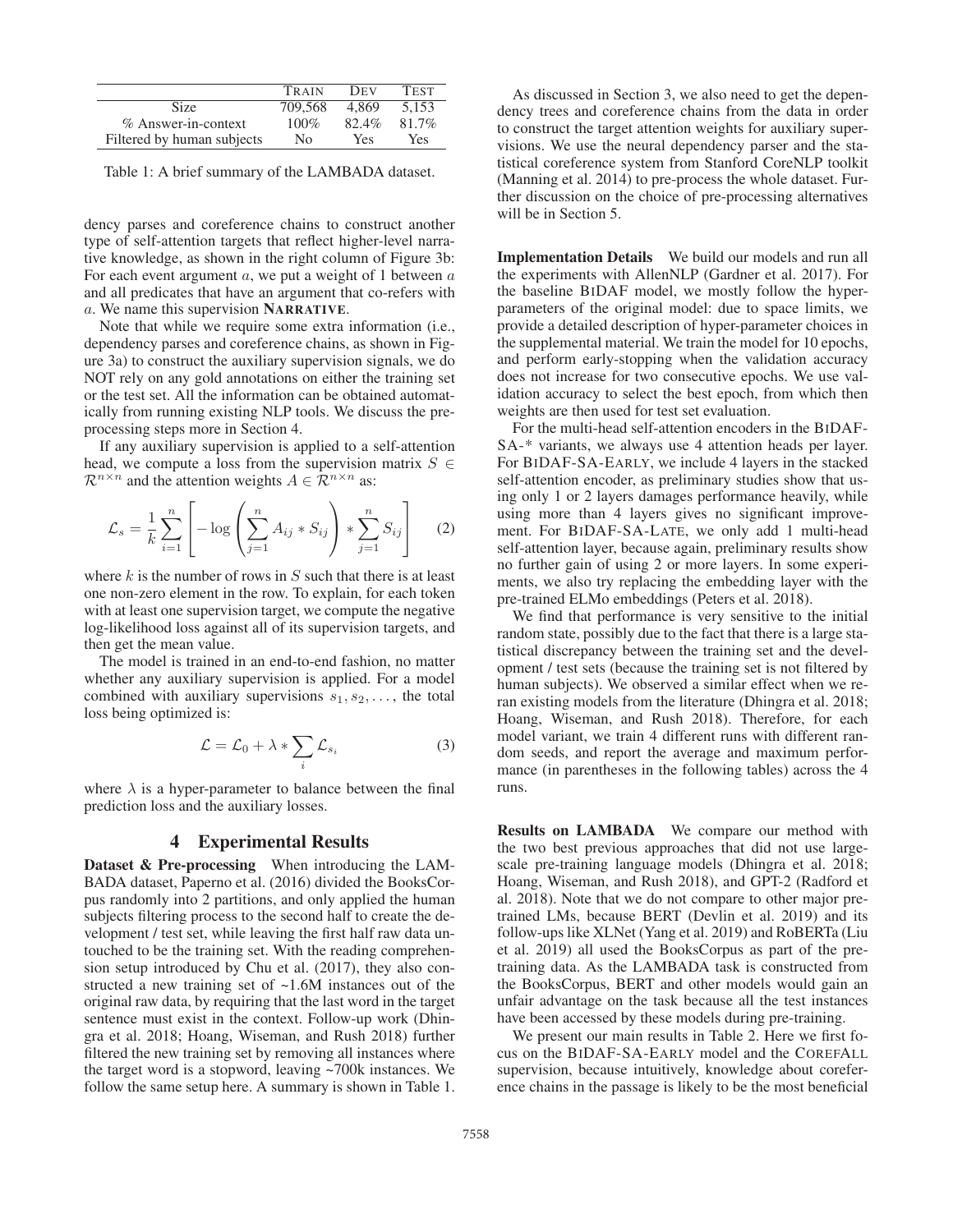| | TRAIN | DEV | TEST |
|---|---|---|---|
| Size | 709,568 | 4,869 | 5,153 |
| % Answer-in-context | 100% | 82.4% | 81.7% |
| Filtered by human subjects | No | Yes | Yes |

Table 1: A brief summary of the LAMBADA dataset.

dency parses and coreference chains to construct another type of self-attention targets that reflect higher-level narrative knowledge, as shown in the right column of Figure 3b: For each event argument $a$, we put a weight of 1 between $a$ and all predicates that have an argument that co-refers with $a$. We name this supervision **NARRATIVE**.

Note that while we require some extra information (i.e., dependency parses and coreference chains, as shown in Figure 3a) to construct the auxiliary supervision signals, we do NOT rely on any gold annotations on either the training set or the test set. All the information can be obtained automatically from running existing NLP tools. We discuss the preprocessing steps more in Section 4.

If any auxiliary supervision is applied to a self-attention head, we compute a loss from the supervision matrix $S \in \mathcal{R}^{n \times n}$ and the attention weights $A \in \mathcal{R}^{n \times n}$ as:

$$\mathcal{L}_s = \frac{1}{k} \sum_{i=1}^{n} \left[ -\log \left( \sum_{j=1}^{n} A_{ij} * S_{ij} \right) * \sum_{j=1}^{n} S_{ij} \right] \quad (2)$$

where $k$ is the number of rows in $S$ such that there is at least one non-zero element in the row. To explain, for each token with at least one supervision target, we compute the negative log-likelihood loss against all of its supervision targets, and then get the mean value.

The model is trained in an end-to-end fashion, no matter whether any auxiliary supervision is applied. For a model combined with auxiliary supervisions $s_1, s_2, \ldots$, the total loss being optimized is:

$$\mathcal{L} = \mathcal{L}_0 + \lambda * \sum_i \mathcal{L}_{s_i} \quad (3)$$

where $\lambda$ is a hyper-parameter to balance between the final prediction loss and the auxiliary losses.

## 4 Experimental Results

**Dataset & Pre-processing** When introducing the LAMBADA dataset, Paperno et al. (2016) divided the BooksCorpus randomly into 2 partitions, and only applied the human subjects filtering process to the second half to create the development / test set, while leaving the first half raw data untouched to be the training set. With the reading comprehension setup introduced by Chu et al. (2017), they also constructed a new training set of ~1.6M instances out of the original raw data, by requiring that the last word in the target sentence must exist in the context. Follow-up work (Dhingra et al. 2018; Hoang, Wiseman, and Rush 2018) further filtered the new training set by removing all instances where the target word is a stopword, leaving ~700k instances. We follow the same setup here. A summary is shown in Table 1.

As discussed in Section 3, we also need to get the dependency trees and coreference chains from the data in order to construct the target attention weights for auxiliary supervisions. We use the neural dependency parser and the statistical coreference system from Stanford CoreNLP toolkit (Manning et al. 2014) to pre-process the whole dataset. Further discussion on the choice of pre-processing alternatives will be in Section 5.

**Implementation Details** We build our models and run all the experiments with AllenNLP (Gardner et al. 2017). For the baseline BIDAF model, we mostly follow the hyperparameters of the original model: due to space limits, we provide a detailed description of hyper-parameter choices in the supplemental material. We train the model for 10 epochs, and perform early-stopping when the validation accuracy does not increase for two consecutive epochs. We use validation accuracy to select the best epoch, from which then weights are then used for test set evaluation.

For the multi-head self-attention encoders in the BIDAF-SA-* variants, we always use 4 attention heads per layer. For BIDAF-SA-EARLY, we include 4 layers in the stacked self-attention encoder, as preliminary studies show that using only 1 or 2 layers damages performance heavily, while using more than 4 layers gives no significant improvement. For BIDAF-SA-LATE, we only add 1 multi-head self-attention layer, because again, preliminary results show no further gain of using 2 or more layers. In some experiments, we also try replacing the embedding layer with the pre-trained ELMo embeddings (Peters et al. 2018).

We find that performance is very sensitive to the initial random state, possibly due to the fact that there is a large statistical discrepancy between the training set and the development / test sets (because the training set is not filtered by human subjects). We observed a similar effect when we reran existing models from the literature (Dhingra et al. 2018; Hoang, Wiseman, and Rush 2018). Therefore, for each model variant, we train 4 different runs with different random seeds, and report the average and maximum performance (in parentheses in the following tables) across the 4 runs.

**Results on LAMBADA** We compare our method with the two best previous approaches that did not use large-scale pre-training language models (Dhingra et al. 2018; Hoang, Wiseman, and Rush 2018), and GPT-2 (Radford et al. 2018). Note that we do not compare to other major pretrained LMs, because BERT (Devlin et al. 2019) and its follow-ups like XLNet (Yang et al. 2019) and RoBERTa (Liu et al. 2019) all used the BooksCorpus as part of the pretraining data. As the LAMBADA task is constructed from the BooksCorpus, BERT and other models would gain an unfair advantage on the task because all the test instances have been accessed by these models during pre-training.

We present our main results in Table 2. Here we first focus on the BIDAF-SA-EARLY model and the COREFALL supervision, because intuitively, knowledge about coreference chains in the passage is likely to be the most beneficial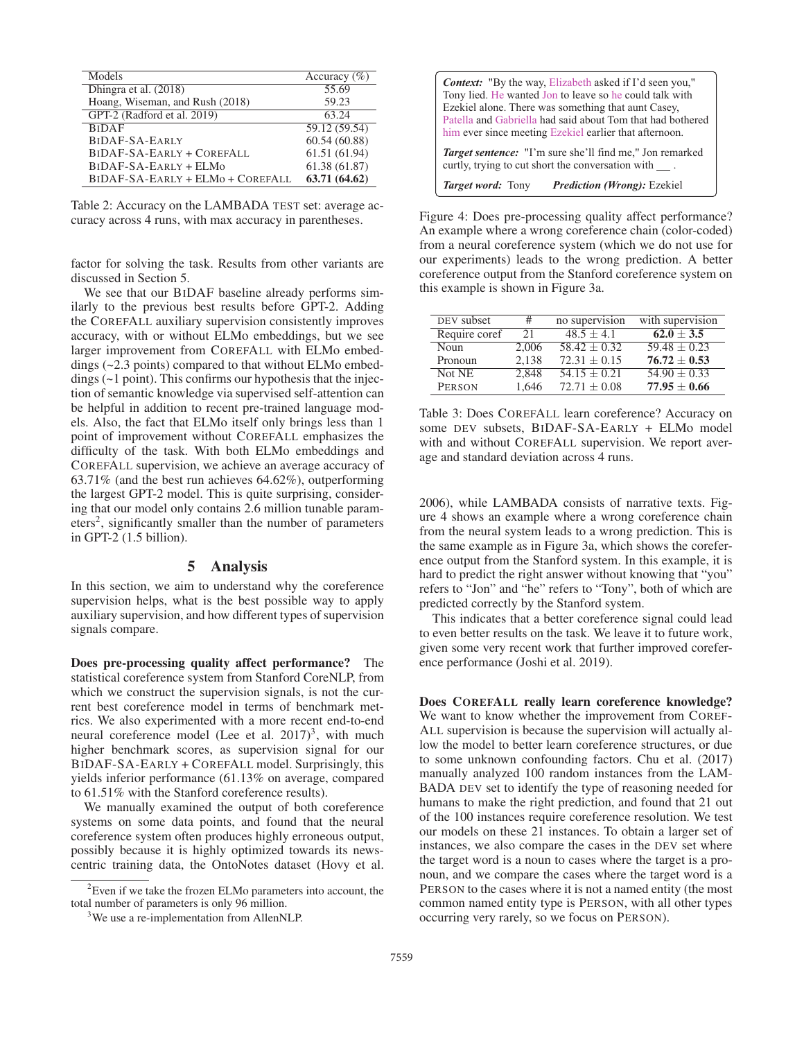| Models | Accuracy (%) |
| --- | --- |
| Dhingra et al. (2018) | 55.69 |
| Hoang, Wiseman, and Rush (2018) | 59.23 |
| GPT-2 (Radford et al. 2019) | 63.24 |
| BIDAF | 59.12 (59.54) |
| BIDAF-SA-EARLY | 60.54 (60.88) |
| BIDAF-SA-EARLY + COREFALL | 61.51 (61.94) |
| BIDAF-SA-EARLY + ELMo | 61.38 (61.87) |
| BIDAF-SA-EARLY + ELMo + COREFALL | **63.71 (64.62)** |

Table 2: Accuracy on the LAMBADA TEST set: average accuracy across 4 runs, with max accuracy in parentheses.

factor for solving the task. Results from other variants are discussed in Section 5.

We see that our BIDAF baseline already performs similarly to the previous best results before GPT-2. Adding the COREFALL auxiliary supervision consistently improves accuracy, with or without ELMo embeddings, but we see larger improvement from COREFALL with ELMo embeddings (~2.3 points) compared to that without ELMo embeddings (~1 point). This confirms our hypothesis that the injection of semantic knowledge via supervised self-attention can be helpful in addition to recent pre-trained language models. Also, the fact that ELMo itself only brings less than 1 point of improvement without COREFALL emphasizes the difficulty of the task. With both ELMo embeddings and COREFALL supervision, we achieve an average accuracy of 63.71% (and the best run achieves 64.62%), outperforming the largest GPT-2 model. This is quite surprising, considering that our model only contains 2.6 million tunable parameters[2], significantly smaller than the number of parameters in GPT-2 (1.5 billion).

## 5 Analysis

In this section, we aim to understand why the coreference supervision helps, what is the best possible way to apply auxiliary supervision, and how different types of supervision signals compare.

**Does pre-processing quality affect performance?** The statistical coreference system from Stanford CoreNLP, from which we construct the supervision signals, is not the current best coreference model in terms of benchmark metrics. We also experimented with a more recent end-to-end neural coreference model (Lee et al. 2017)[3], with much higher benchmark scores, as supervision signal for our BIDAF-SA-EARLY + COREFALL model. Surprisingly, this yields inferior performance (61.13% on average, compared to 61.51% with the Stanford coreference results).

We manually examined the output of both coreference systems on some data points, and found that the neural coreference system often produces highly erroneous output, possibly because it is highly optimized towards its news-centric training data, the OntoNotes dataset (Hovy et al. 2006), while LAMBADA consists of narrative texts. Figure 4 shows an example where a wrong coreference chain from the neural system leads to a wrong prediction. This is the same example as in Figure 3a, which shows the coreference output from the Stanford system. In this example, it is hard to predict the right answer without knowing that "you" refers to "Jon" and "he" refers to "Tony", both of which are predicted correctly by the Stanford system.

This indicates that a better coreference signal could lead to even better results on the task. We leave it to future work, given some very recent work that further improved coreference performance (Joshi et al. 2019).

> ***Context:*** "By the way, Elizabeth asked if I'd seen you," Tony lied. He wanted Jon to leave so he could talk with Ezekiel alone. There was something that aunt Casey, Patella and Gabriella had said about Tom that had bothered him ever since meeting Ezekiel earlier that afternoon.
>
> ***Target sentence:*** "I'm sure she'll find me," Jon remarked curtly, trying to cut short the conversation with ___ .
>
> ***Target word:*** Tony ***Prediction (Wrong):*** Ezekiel

Figure 4: Does pre-processing quality affect performance? An example where a wrong coreference chain (color-coded) from a neural coreference system (which we do not use for our experiments) leads to the wrong prediction. A better coreference output from the Stanford coreference system on this example is shown in Figure 3a.

| DEV subset | # | no supervision | with supervision |
| --- | --- | --- | --- |
| Require coref | 21 | $48.5 \pm 4.1$ | $\mathbf{62.0 \pm 3.5}$ |
| Noun | 2,006 | $58.42 \pm 0.32$ | $59.48 \pm 0.23$ |
| Pronoun | 2,138 | $72.31 \pm 0.15$ | $\mathbf{76.72 \pm 0.53}$ |
| Not NE | 2,848 | $54.15 \pm 0.21$ | $54.90 \pm 0.33$ |
| PERSON | 1,646 | $72.71 \pm 0.08$ | $\mathbf{77.95 \pm 0.66}$ |

Table 3: Does COREFALL learn coreference? Accuracy on some DEV subsets, BIDAF-SA-EARLY + ELMo model with and without COREFALL supervision. We report average and standard deviation across 4 runs.

**Does COREFALL really learn coreference knowledge?** We want to know whether the improvement from COREFALL supervision is because the supervision will actually allow the model to better learn coreference structures, or due to some unknown confounding factors. Chu et al. (2017) manually analyzed 100 random instances from the LAMBADA DEV set to identify the type of reasoning needed for humans to make the right prediction, and found that 21 out of the 100 instances require coreference resolution. We test our models on these 21 instances. To obtain a larger set of instances, we also compare the cases in the DEV set where the target word is a noun to cases where the target is a pronoun, and we compare the cases where the target word is a PERSON to the cases where it is not a named entity (the most common named entity type is PERSON, with all other types occurring very rarely, so we focus on PERSON).

[2] Even if we take the frozen ELMo parameters into account, the total number of parameters is only 96 million.

[3] We use a re-implementation from AllenNLP.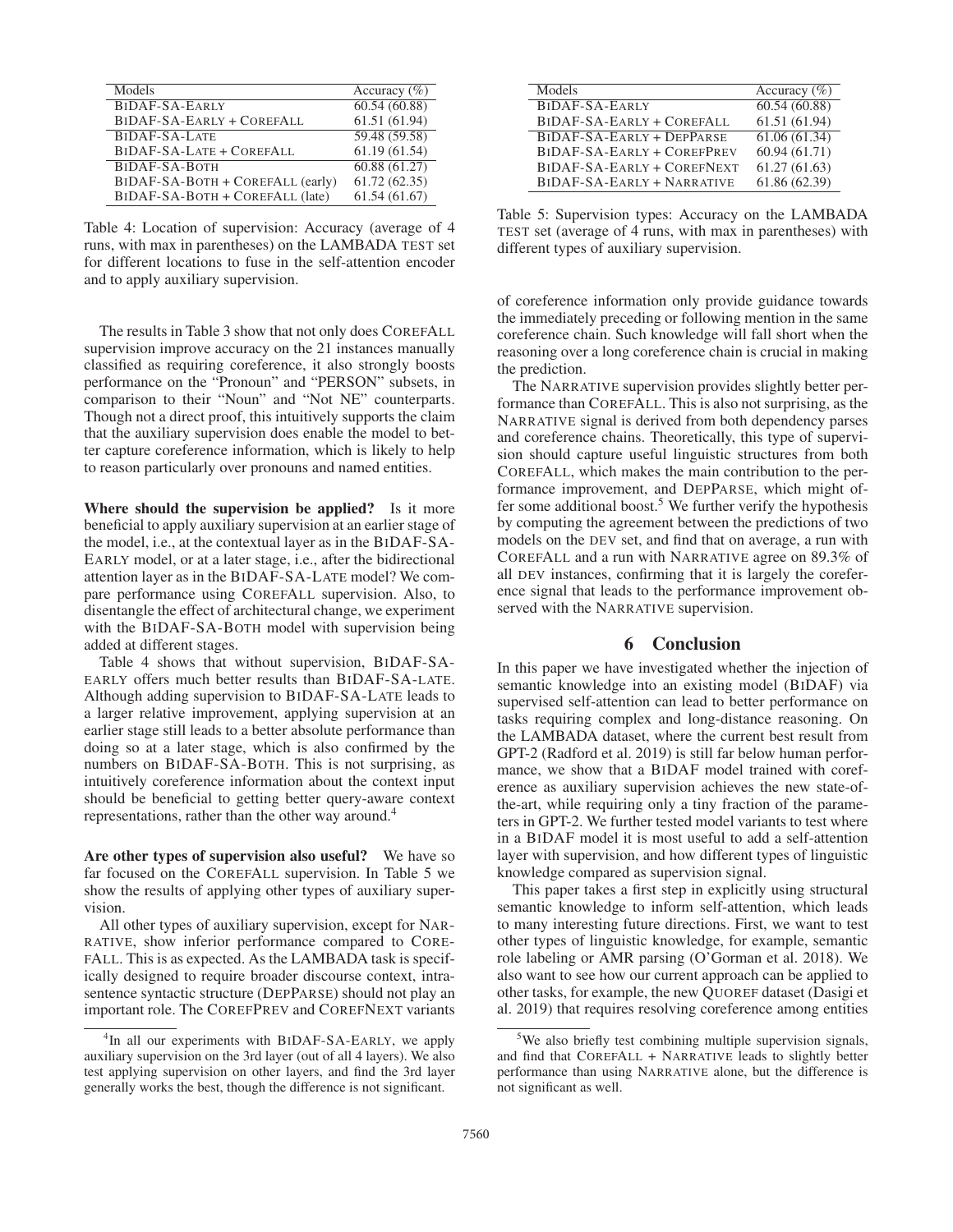| Models | Accuracy (%) |
|---|---|
| BiDAF-SA-Early | 60.54 (60.88) |
| BiDAF-SA-Early + CorefAll | 61.51 (61.94) |
| BiDAF-SA-Late | 59.48 (59.58) |
| BiDAF-SA-Late + CorefAll | 61.19 (61.54) |
| BiDAF-SA-Both | 60.88 (61.27) |
| BiDAF-SA-Both + CorefAll (early) | 61.72 (62.35) |
| BiDAF-SA-Both + CorefAll (late) | 61.54 (61.67) |

Table 4: Location of supervision: Accuracy (average of 4 runs, with max in parentheses) on the LAMBADA TEST set for different locations to fuse in the self-attention encoder and to apply auxiliary supervision.

The results in Table 3 show that not only does CorefAll supervision improve accuracy on the 21 instances manually classified as requiring coreference, it also strongly boosts performance on the "Pronoun" and "PERSON" subsets, in comparison to their "Noun" and "Not NE" counterparts. Though not a direct proof, this intuitively supports the claim that the auxiliary supervision does enable the model to better capture coreference information, which is likely to help to reason particularly over pronouns and named entities.

**Where should the supervision be applied?** Is it more beneficial to apply auxiliary supervision at an earlier stage of the model, i.e., at the contextual layer as in the BiDAF-SA-Early model, or at a later stage, i.e., after the bidirectional attention layer as in the BiDAF-SA-Late model? We compare performance using CorefAll supervision. Also, to disentangle the effect of architectural change, we experiment with the BiDAF-SA-Both model with supervision being added at different stages.

Table 4 shows that without supervision, BiDAF-SA-early offers much better results than BiDAF-SA-late. Although adding supervision to BiDAF-SA-Late leads to a larger relative improvement, applying supervision at an earlier stage still leads to a better absolute performance than doing so at a later stage, which is also confirmed by the numbers on BiDAF-SA-Both. This is not surprising, as intuitively coreference information about the context input should be beneficial to getting better query-aware context representations, rather than the other way around.[4]

**Are other types of supervision also useful?** We have so far focused on the CorefAll supervision. In Table 5 we show the results of applying other types of auxiliary supervision.

All other types of auxiliary supervision, except for Narrative, show inferior performance compared to CorefAll. This is as expected. As the LAMBADA task is specifically designed to require broader discourse context, intra-sentence syntactic structure (DepParse) should not play an important role. The CorefPrev and CorefNext variants of coreference information only provide guidance towards the immediately preceding or following mention in the same coreference chain. Such knowledge will fall short when the reasoning over a long coreference chain is crucial in making the prediction.

| Models | Accuracy (%) |
|---|---|
| BiDAF-SA-Early | 60.54 (60.88) |
| BiDAF-SA-Early + CorefAll | 61.51 (61.94) |
| BiDAF-SA-Early + DepParse | 61.06 (61.34) |
| BiDAF-SA-Early + CorefPrev | 60.94 (61.71) |
| BiDAF-SA-Early + CorefNext | 61.27 (61.63) |
| BiDAF-SA-Early + Narrative | 61.86 (62.39) |

Table 5: Supervision types: Accuracy on the LAMBADA TEST set (average of 4 runs, with max in parentheses) with different types of auxiliary supervision.

The Narrative supervision provides slightly better performance than CorefAll. This is also not surprising, as the Narrative signal is derived from both dependency parses and coreference chains. Theoretically, this type of supervision should capture useful linguistic structures from both CorefAll, which makes the main contribution to the performance improvement, and DepParse, which might offer some additional boost.[5] We further verify the hypothesis by computing the agreement between the predictions of two models on the DEV set, and find that on average, a run with CorefAll and a run with Narrative agree on 89.3% of all DEV instances, confirming that it is largely the coreference signal that leads to the performance improvement observed with the Narrative supervision.

## 6 Conclusion

In this paper we have investigated whether the injection of semantic knowledge into an existing model (BiDAF) via supervised self-attention can lead to better performance on tasks requiring complex and long-distance reasoning. On the LAMBADA dataset, where the current best result from GPT-2 (Radford et al. 2019) is still far below human performance, we show that a BiDAF model trained with coreference as auxiliary supervision achieves the new state-of-the-art, while requiring only a tiny fraction of the parameters in GPT-2. We further tested model variants to test where in a BiDAF model it is most useful to add a self-attention layer with supervision, and how different types of linguistic knowledge compared as supervision signal.

This paper takes a first step in explicitly using structural semantic knowledge to inform self-attention, which leads to many interesting future directions. First, we want to test other types of linguistic knowledge, for example, semantic role labeling or AMR parsing (O'Gorman et al. 2018). We also want to see how our current approach can be applied to other tasks, for example, the new Quoref dataset (Dasigi et al. 2019) that requires resolving coreference among entities

[4] In all our experiments with BiDAF-SA-Early, we apply auxiliary supervision on the 3rd layer (out of all 4 layers). We also test applying supervision on other layers, and find the 3rd layer generally works the best, though the difference is not significant.

[5] We also briefly test combining multiple supervision signals, and find that CorefAll + Narrative leads to slightly better performance than using Narrative alone, but the difference is not significant as well.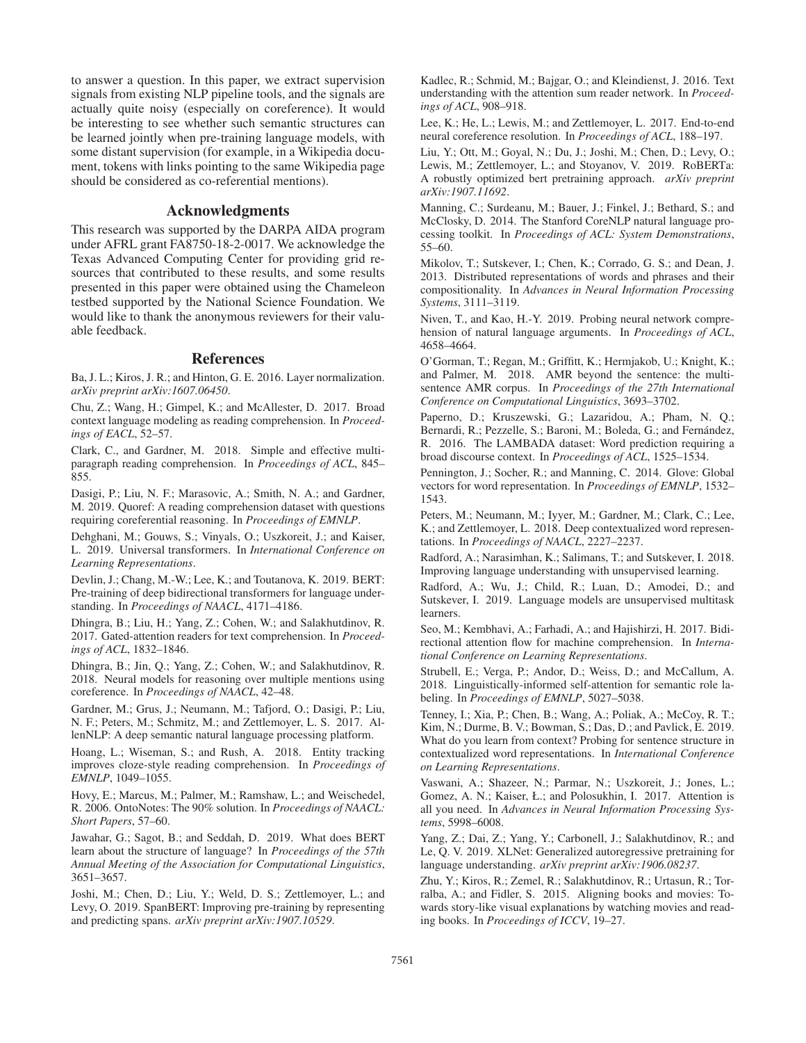to answer a question. In this paper, we extract supervision signals from existing NLP pipeline tools, and the signals are actually quite noisy (especially on coreference). It would be interesting to see whether such semantic structures can be learned jointly when pre-training language models, with some distant supervision (for example, in a Wikipedia document, tokens with links pointing to the same Wikipedia page should be considered as co-referential mentions).

## Acknowledgments

This research was supported by the DARPA AIDA program under AFRL grant FA8750-18-2-0017. We acknowledge the Texas Advanced Computing Center for providing grid resources that contributed to these results, and some results presented in this paper were obtained using the Chameleon testbed supported by the National Science Foundation. We would like to thank the anonymous reviewers for their valuable feedback.

## References

Ba, J. L.; Kiros, J. R.; and Hinton, G. E. 2016. Layer normalization. *arXiv preprint arXiv:1607.06450*.

Chu, Z.; Wang, H.; Gimpel, K.; and McAllester, D. 2017. Broad context language modeling as reading comprehension. In *Proceedings of EACL*, 52–57.

Clark, C., and Gardner, M. 2018. Simple and effective multi-paragraph reading comprehension. In *Proceedings of ACL*, 845–855.

Dasigi, P.; Liu, N. F.; Marasovic, A.; Smith, N. A.; and Gardner, M. 2019. Quoref: A reading comprehension dataset with questions requiring coreferential reasoning. In *Proceedings of EMNLP*.

Dehghani, M.; Gouws, S.; Vinyals, O.; Uszkoreit, J.; and Kaiser, L. 2019. Universal transformers. In *International Conference on Learning Representations*.

Devlin, J.; Chang, M.-W.; Lee, K.; and Toutanova, K. 2019. BERT: Pre-training of deep bidirectional transformers for language understanding. In *Proceedings of NAACL*, 4171–4186.

Dhingra, B.; Liu, H.; Yang, Z.; Cohen, W.; and Salakhutdinov, R. 2017. Gated-attention readers for text comprehension. In *Proceedings of ACL*, 1832–1846.

Dhingra, B.; Jin, Q.; Yang, Z.; Cohen, W.; and Salakhutdinov, R. 2018. Neural models for reasoning over multiple mentions using coreference. In *Proceedings of NAACL*, 42–48.

Gardner, M.; Grus, J.; Neumann, M.; Tafjord, O.; Dasigi, P.; Liu, N. F.; Peters, M.; Schmitz, M.; and Zettlemoyer, L. S. 2017. AllenNLP: A deep semantic natural language processing platform.

Hoang, L.; Wiseman, S.; and Rush, A. 2018. Entity tracking improves cloze-style reading comprehension. In *Proceedings of EMNLP*, 1049–1055.

Hovy, E.; Marcus, M.; Palmer, M.; Ramshaw, L.; and Weischedel, R. 2006. OntoNotes: The 90% solution. In *Proceedings of NAACL: Short Papers*, 57–60.

Jawahar, G.; Sagot, B.; and Seddah, D. 2019. What does BERT learn about the structure of language? In *Proceedings of the 57th Annual Meeting of the Association for Computational Linguistics*, 3651–3657.

Joshi, M.; Chen, D.; Liu, Y.; Weld, D. S.; Zettlemoyer, L.; and Levy, O. 2019. SpanBERT: Improving pre-training by representing and predicting spans. *arXiv preprint arXiv:1907.10529*.

Kadlec, R.; Schmid, M.; Bajgar, O.; and Kleindienst, J. 2016. Text understanding with the attention sum reader network. In *Proceedings of ACL*, 908–918.

Lee, K.; He, L.; Lewis, M.; and Zettlemoyer, L. 2017. End-to-end neural coreference resolution. In *Proceedings of ACL*, 188–197.

Liu, Y.; Ott, M.; Goyal, N.; Du, J.; Joshi, M.; Chen, D.; Levy, O.; Lewis, M.; Zettlemoyer, L.; and Stoyanov, V. 2019. RoBERTa: A robustly optimized bert pretraining approach. *arXiv preprint arXiv:1907.11692*.

Manning, C.; Surdeanu, M.; Bauer, J.; Finkel, J.; Bethard, S.; and McClosky, D. 2014. The Stanford CoreNLP natural language processing toolkit. In *Proceedings of ACL: System Demonstrations*, 55–60.

Mikolov, T.; Sutskever, I.; Chen, K.; Corrado, G. S.; and Dean, J. 2013. Distributed representations of words and phrases and their compositionality. In *Advances in Neural Information Processing Systems*, 3111–3119.

Niven, T., and Kao, H.-Y. 2019. Probing neural network comprehension of natural language arguments. In *Proceedings of ACL*, 4658–4664.

O'Gorman, T.; Regan, M.; Griffitt, K.; Hermjakob, U.; Knight, K.; and Palmer, M. 2018. AMR beyond the sentence: the multi-sentence AMR corpus. In *Proceedings of the 27th International Conference on Computational Linguistics*, 3693–3702.

Paperno, D.; Kruszewski, G.; Lazaridou, A.; Pham, N. Q.; Bernardi, R.; Pezzelle, S.; Baroni, M.; Boleda, G.; and Fernández, R. 2016. The LAMBADA dataset: Word prediction requiring a broad discourse context. In *Proceedings of ACL*, 1525–1534.

Pennington, J.; Socher, R.; and Manning, C. 2014. Glove: Global vectors for word representation. In *Proceedings of EMNLP*, 1532–1543.

Peters, M.; Neumann, M.; Iyyer, M.; Gardner, M.; Clark, C.; Lee, K.; and Zettlemoyer, L. 2018. Deep contextualized word representations. In *Proceedings of NAACL*, 2227–2237.

Radford, A.; Narasimhan, K.; Salimans, T.; and Sutskever, I. 2018. Improving language understanding with unsupervised learning.

Radford, A.; Wu, J.; Child, R.; Luan, D.; Amodei, D.; and Sutskever, I. 2019. Language models are unsupervised multitask learners.

Seo, M.; Kembhavi, A.; Farhadi, A.; and Hajishirzi, H. 2017. Bidirectional attention flow for machine comprehension. In *International Conference on Learning Representations*.

Strubell, E.; Verga, P.; Andor, D.; Weiss, D.; and McCallum, A. 2018. Linguistically-informed self-attention for semantic role labeling. In *Proceedings of EMNLP*, 5027–5038.

Tenney, I.; Xia, P.; Chen, B.; Wang, A.; Poliak, A.; McCoy, R. T.; Kim, N.; Durme, B. V.; Bowman, S.; Das, D.; and Pavlick, E. 2019. What do you learn from context? Probing for sentence structure in contextualized word representations. In *International Conference on Learning Representations*.

Vaswani, A.; Shazeer, N.; Parmar, N.; Uszkoreit, J.; Jones, L.; Gomez, A. N.; Kaiser, Ł.; and Polosukhin, I. 2017. Attention is all you need. In *Advances in Neural Information Processing Systems*, 5998–6008.

Yang, Z.; Dai, Z.; Yang, Y.; Carbonell, J.; Salakhutdinov, R.; and Le, Q. V. 2019. XLNet: Generalized autoregressive pretraining for language understanding. *arXiv preprint arXiv:1906.08237*.

Zhu, Y.; Kiros, R.; Zemel, R.; Salakhutdinov, R.; Urtasun, R.; Torralba, A.; and Fidler, S. 2015. Aligning books and movies: Towards story-like visual explanations by watching movies and reading books. In *Proceedings of ICCV*, 19–27.